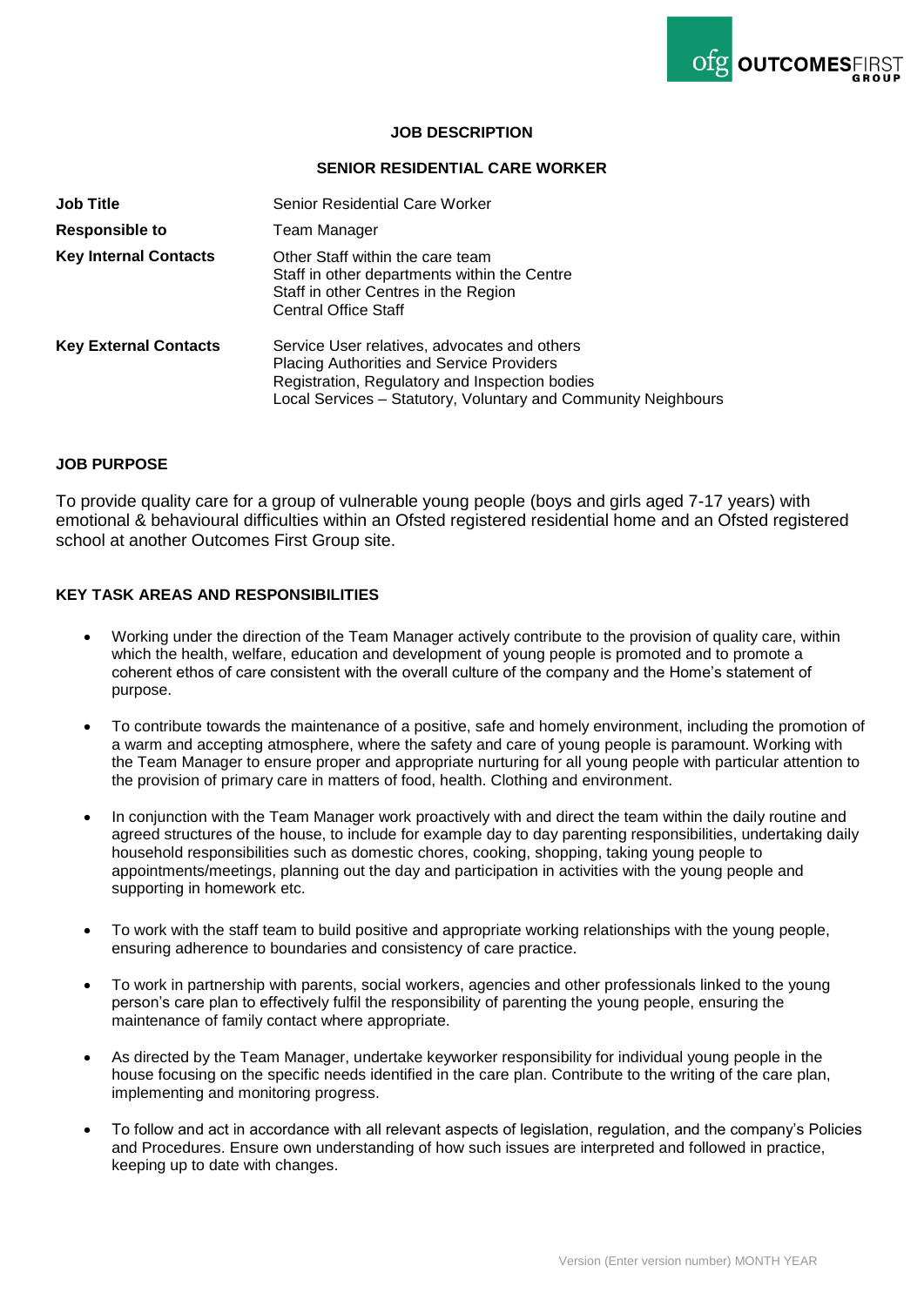# JOB DESCRIPTION

## SENIOR RESIDENTIAL CARE WORKER

| | |
|---|---|
| **Job Title** | Senior Residential Care Worker |
| **Responsible to** | Team Manager |
| **Key Internal Contacts** | Other Staff within the care team<br>Staff in other departments within the Centre<br>Staff in other Centres in the Region<br>Central Office Staff |
| **Key External Contacts** | Service User relatives, advocates and others<br>Placing Authorities and Service Providers<br>Registration, Regulatory and Inspection bodies<br>Local Services – Statutory, Voluntary and Community Neighbours |

### JOB PURPOSE

To provide quality care for a group of vulnerable young people (boys and girls aged 7-17 years) with emotional & behavioural difficulties within an Ofsted registered residential home and an Ofsted registered school at another Outcomes First Group site.

### KEY TASK AREAS AND RESPONSIBILITIES

- Working under the direction of the Team Manager actively contribute to the provision of quality care, within which the health, welfare, education and development of young people is promoted and to promote a coherent ethos of care consistent with the overall culture of the company and the Home's statement of purpose.
- To contribute towards the maintenance of a positive, safe and homely environment, including the promotion of a warm and accepting atmosphere, where the safety and care of young people is paramount. Working with the Team Manager to ensure proper and appropriate nurturing for all young people with particular attention to the provision of primary care in matters of food, health. Clothing and environment.
- In conjunction with the Team Manager work proactively with and direct the team within the daily routine and agreed structures of the house, to include for example day to day parenting responsibilities, undertaking daily household responsibilities such as domestic chores, cooking, shopping, taking young people to appointments/meetings, planning out the day and participation in activities with the young people and supporting in homework etc.
- To work with the staff team to build positive and appropriate working relationships with the young people, ensuring adherence to boundaries and consistency of care practice.
- To work in partnership with parents, social workers, agencies and other professionals linked to the young person's care plan to effectively fulfil the responsibility of parenting the young people, ensuring the maintenance of family contact where appropriate.
- As directed by the Team Manager, undertake keyworker responsibility for individual young people in the house focusing on the specific needs identified in the care plan. Contribute to the writing of the care plan, implementing and monitoring progress.
- To follow and act in accordance with all relevant aspects of legislation, regulation, and the company's Policies and Procedures. Ensure own understanding of how such issues are interpreted and followed in practice, keeping up to date with changes.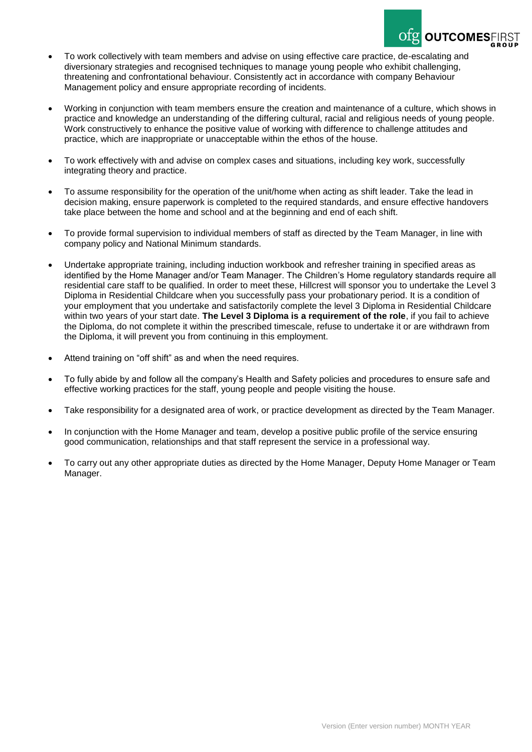- To work collectively with team members and advise on using effective care practice, de-escalating and diversionary strategies and recognised techniques to manage young people who exhibit challenging, threatening and confrontational behaviour. Consistently act in accordance with company Behaviour Management policy and ensure appropriate recording of incidents.

- Working in conjunction with team members ensure the creation and maintenance of a culture, which shows in practice and knowledge an understanding of the differing cultural, racial and religious needs of young people. Work constructively to enhance the positive value of working with difference to challenge attitudes and practice, which are inappropriate or unacceptable within the ethos of the house.

- To work effectively with and advise on complex cases and situations, including key work, successfully integrating theory and practice.

- To assume responsibility for the operation of the unit/home when acting as shift leader. Take the lead in decision making, ensure paperwork is completed to the required standards, and ensure effective handovers take place between the home and school and at the beginning and end of each shift.

- To provide formal supervision to individual members of staff as directed by the Team Manager, in line with company policy and National Minimum standards.

- Undertake appropriate training, including induction workbook and refresher training in specified areas as identified by the Home Manager and/or Team Manager. The Children's Home regulatory standards require all residential care staff to be qualified. In order to meet these, Hillcrest will sponsor you to undertake the Level 3 Diploma in Residential Childcare when you successfully pass your probationary period. It is a condition of your employment that you undertake and satisfactorily complete the level 3 Diploma in Residential Childcare within two years of your start date. **The Level 3 Diploma is a requirement of the role**, if you fail to achieve the Diploma, do not complete it within the prescribed timescale, refuse to undertake it or are withdrawn from the Diploma, it will prevent you from continuing in this employment.

- Attend training on "off shift" as and when the need requires.

- To fully abide by and follow all the company's Health and Safety policies and procedures to ensure safe and effective working practices for the staff, young people and people visiting the house.

- Take responsibility for a designated area of work, or practice development as directed by the Team Manager.

- In conjunction with the Home Manager and team, develop a positive public profile of the service ensuring good communication, relationships and that staff represent the service in a professional way.

- To carry out any other appropriate duties as directed by the Home Manager, Deputy Home Manager or Team Manager.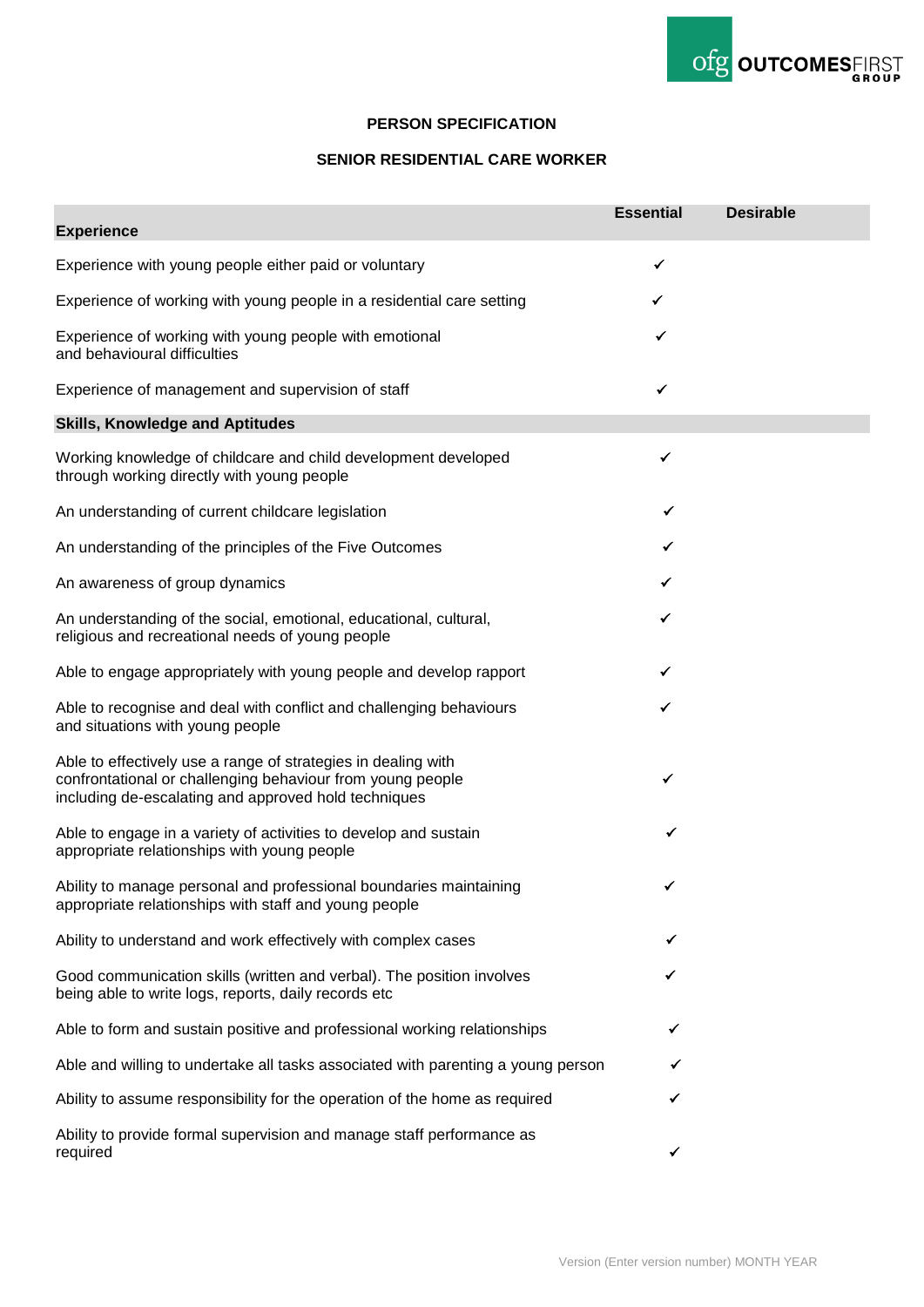**PERSON SPECIFICATION**

**SENIOR RESIDENTIAL CARE WORKER**

| **Experience** | **Essential** | **Desirable** |
|---|---|---|
| Experience with young people either paid or voluntary | ✓ | |
| Experience of working with young people in a residential care setting | ✓ | |
| Experience of working with young people with emotional and behavioural difficulties | ✓ | |
| Experience of management and supervision of staff | ✓ | |
| **Skills, Knowledge and Aptitudes** | | |
| Working knowledge of childcare and child development developed through working directly with young people | ✓ | |
| An understanding of current childcare legislation | ✓ | |
| An understanding of the principles of the Five Outcomes | ✓ | |
| An awareness of group dynamics | ✓ | |
| An understanding of the social, emotional, educational, cultural, religious and recreational needs of young people | ✓ | |
| Able to engage appropriately with young people and develop rapport | ✓ | |
| Able to recognise and deal with conflict and challenging behaviours and situations with young people | ✓ | |
| Able to effectively use a range of strategies in dealing with confrontational or challenging behaviour from young people including de-escalating and approved hold techniques | ✓ | |
| Able to engage in a variety of activities to develop and sustain appropriate relationships with young people | ✓ | |
| Ability to manage personal and professional boundaries maintaining appropriate relationships with staff and young people | ✓ | |
| Ability to understand and work effectively with complex cases | ✓ | |
| Good communication skills (written and verbal). The position involves being able to write logs, reports, daily records etc | ✓ | |
| Able to form and sustain positive and professional working relationships | ✓ | |
| Able and willing to undertake all tasks associated with parenting a young person | ✓ | |
| Ability to assume responsibility for the operation of the home as required | ✓ | |
| Ability to provide formal supervision and manage staff performance as required | ✓ | |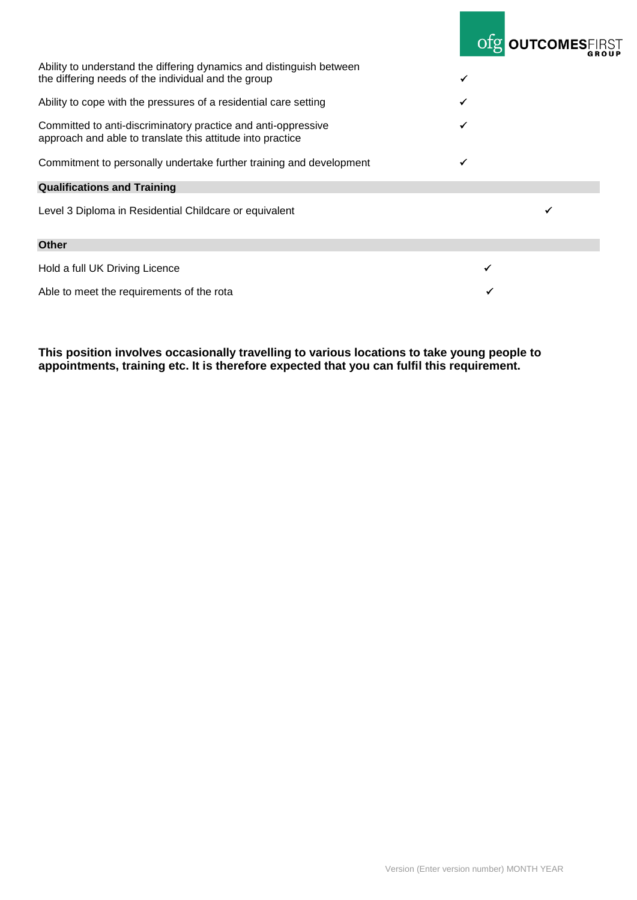| | | |
|---|---|---|
| Ability to understand the differing dynamics and distinguish between the differing needs of the individual and the group | ✓ | |
| Ability to cope with the pressures of a residential care setting | ✓ | |
| Committed to anti-discriminatory practice and anti-oppressive approach and able to translate this attitude into practice | ✓ | |
| Commitment to personally undertake further training and development | ✓ | |
| **Qualifications and Training** | | |
| Level 3 Diploma in Residential Childcare or equivalent | | ✓ |
| **Other** | | |
| Hold a full UK Driving Licence | ✓ | |
| Able to meet the requirements of the rota | ✓ | |

**This position involves occasionally travelling to various locations to take young people to appointments, training etc. It is therefore expected that you can fulfil this requirement.**